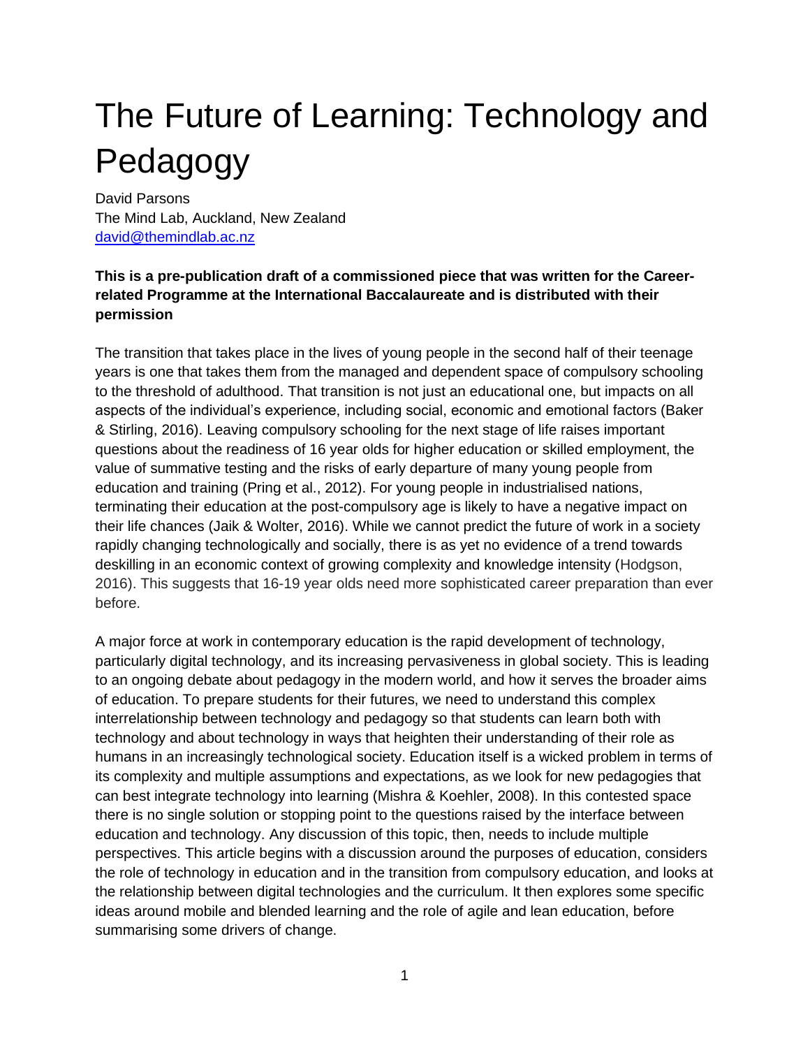# The Future of Learning: Technology and Pedagogy

David Parsons
The Mind Lab, Auckland, New Zealand
david@themindlab.ac.nz

**This is a pre-publication draft of a commissioned piece that was written for the Career-related Programme at the International Baccalaureate and is distributed with their permission**

The transition that takes place in the lives of young people in the second half of their teenage years is one that takes them from the managed and dependent space of compulsory schooling to the threshold of adulthood. That transition is not just an educational one, but impacts on all aspects of the individual's experience, including social, economic and emotional factors (Baker & Stirling, 2016). Leaving compulsory schooling for the next stage of life raises important questions about the readiness of 16 year olds for higher education or skilled employment, the value of summative testing and the risks of early departure of many young people from education and training (Pring et al., 2012). For young people in industrialised nations, terminating their education at the post-compulsory age is likely to have a negative impact on their life chances (Jaik & Wolter, 2016). While we cannot predict the future of work in a society rapidly changing technologically and socially, there is as yet no evidence of a trend towards deskilling in an economic context of growing complexity and knowledge intensity (Hodgson, 2016). This suggests that 16-19 year olds need more sophisticated career preparation than ever before.

A major force at work in contemporary education is the rapid development of technology, particularly digital technology, and its increasing pervasiveness in global society. This is leading to an ongoing debate about pedagogy in the modern world, and how it serves the broader aims of education. To prepare students for their futures, we need to understand this complex interrelationship between technology and pedagogy so that students can learn both with technology and about technology in ways that heighten their understanding of their role as humans in an increasingly technological society. Education itself is a wicked problem in terms of its complexity and multiple assumptions and expectations, as we look for new pedagogies that can best integrate technology into learning (Mishra & Koehler, 2008). In this contested space there is no single solution or stopping point to the questions raised by the interface between education and technology. Any discussion of this topic, then, needs to include multiple perspectives. This article begins with a discussion around the purposes of education, considers the role of technology in education and in the transition from compulsory education, and looks at the relationship between digital technologies and the curriculum. It then explores some specific ideas around mobile and blended learning and the role of agile and lean education, before summarising some drivers of change.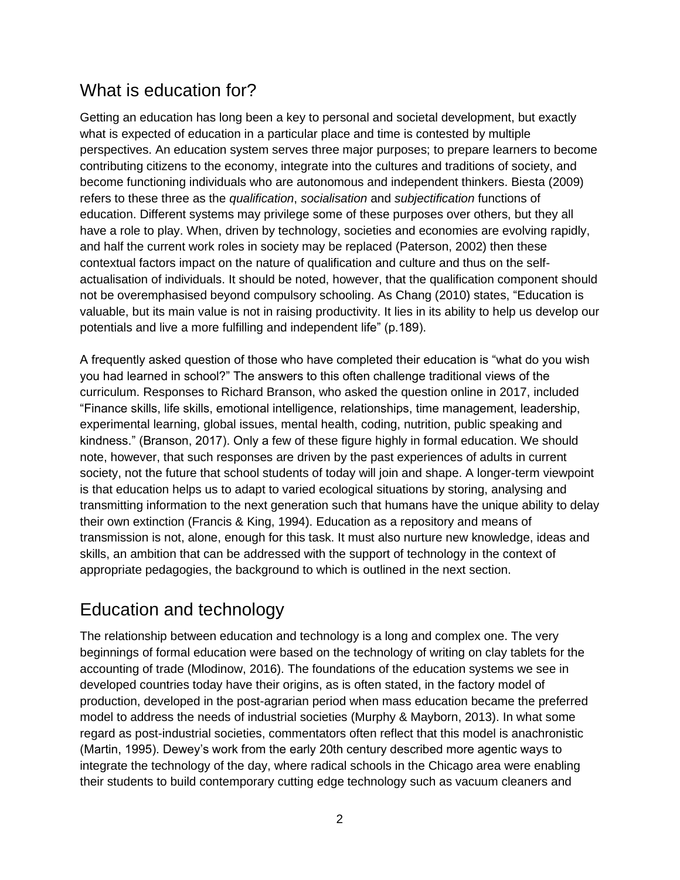## What is education for?

Getting an education has long been a key to personal and societal development, but exactly what is expected of education in a particular place and time is contested by multiple perspectives. An education system serves three major purposes; to prepare learners to become contributing citizens to the economy, integrate into the cultures and traditions of society, and become functioning individuals who are autonomous and independent thinkers. Biesta (2009) refers to these three as the *qualification*, *socialisation* and *subjectification* functions of education. Different systems may privilege some of these purposes over others, but they all have a role to play. When, driven by technology, societies and economies are evolving rapidly, and half the current work roles in society may be replaced (Paterson, 2002) then these contextual factors impact on the nature of qualification and culture and thus on the self-actualisation of individuals. It should be noted, however, that the qualification component should not be overemphasised beyond compulsory schooling. As Chang (2010) states, "Education is valuable, but its main value is not in raising productivity. It lies in its ability to help us develop our potentials and live a more fulfilling and independent life" (p.189).

A frequently asked question of those who have completed their education is "what do you wish you had learned in school?" The answers to this often challenge traditional views of the curriculum. Responses to Richard Branson, who asked the question online in 2017, included "Finance skills, life skills, emotional intelligence, relationships, time management, leadership, experimental learning, global issues, mental health, coding, nutrition, public speaking and kindness." (Branson, 2017). Only a few of these figure highly in formal education. We should note, however, that such responses are driven by the past experiences of adults in current society, not the future that school students of today will join and shape. A longer-term viewpoint is that education helps us to adapt to varied ecological situations by storing, analysing and transmitting information to the next generation such that humans have the unique ability to delay their own extinction (Francis & King, 1994). Education as a repository and means of transmission is not, alone, enough for this task. It must also nurture new knowledge, ideas and skills, an ambition that can be addressed with the support of technology in the context of appropriate pedagogies, the background to which is outlined in the next section.

## Education and technology

The relationship between education and technology is a long and complex one. The very beginnings of formal education were based on the technology of writing on clay tablets for the accounting of trade (Mlodinow, 2016). The foundations of the education systems we see in developed countries today have their origins, as is often stated, in the factory model of production, developed in the post-agrarian period when mass education became the preferred model to address the needs of industrial societies (Murphy & Mayborn, 2013). In what some regard as post-industrial societies, commentators often reflect that this model is anachronistic (Martin, 1995). Dewey's work from the early 20th century described more agentic ways to integrate the technology of the day, where radical schools in the Chicago area were enabling their students to build contemporary cutting edge technology such as vacuum cleaners and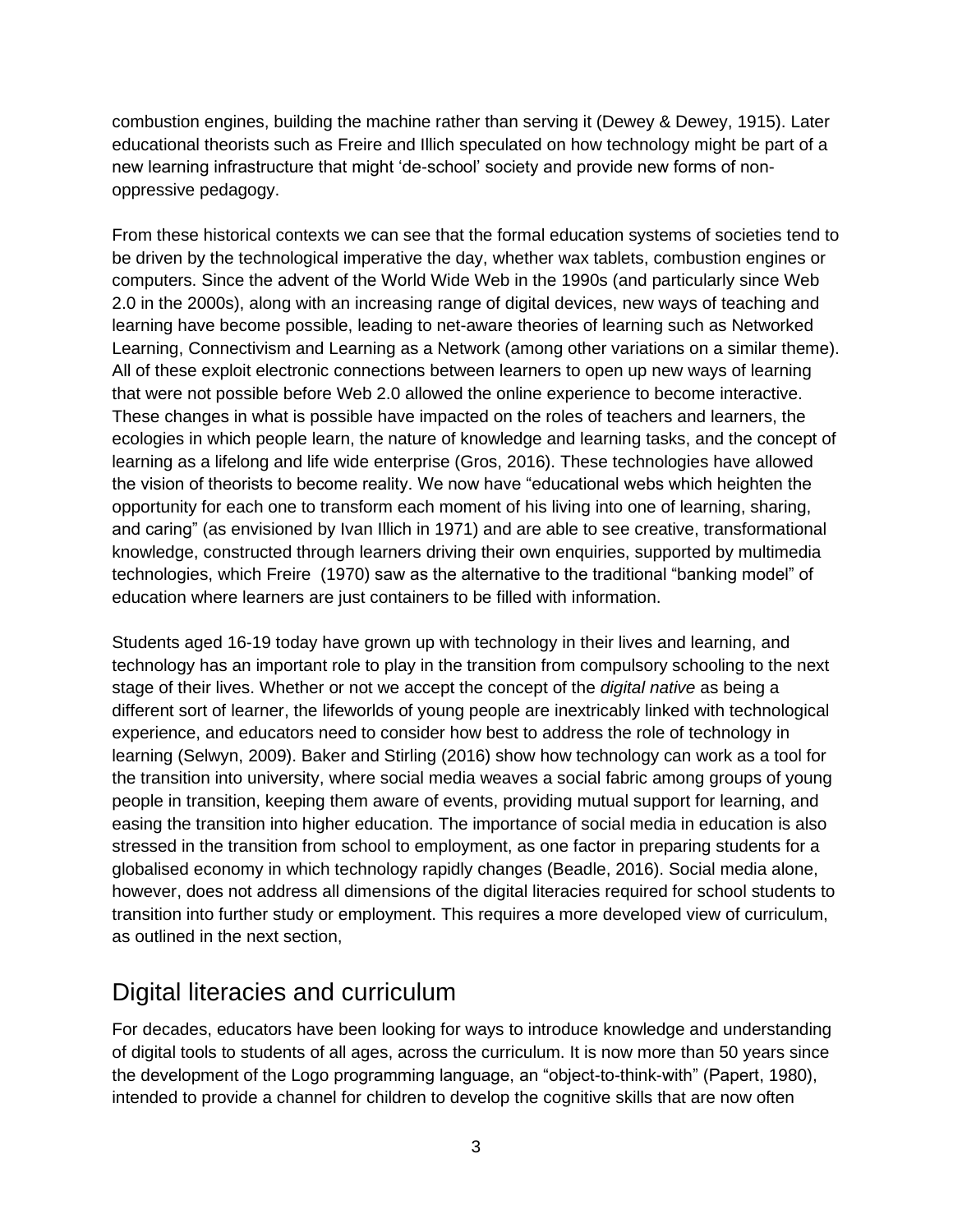combustion engines, building the machine rather than serving it (Dewey & Dewey, 1915). Later educational theorists such as Freire and Illich speculated on how technology might be part of a new learning infrastructure that might 'de-school' society and provide new forms of non-oppressive pedagogy.

From these historical contexts we can see that the formal education systems of societies tend to be driven by the technological imperative the day, whether wax tablets, combustion engines or computers. Since the advent of the World Wide Web in the 1990s (and particularly since Web 2.0 in the 2000s), along with an increasing range of digital devices, new ways of teaching and learning have become possible, leading to net-aware theories of learning such as Networked Learning, Connectivism and Learning as a Network (among other variations on a similar theme). All of these exploit electronic connections between learners to open up new ways of learning that were not possible before Web 2.0 allowed the online experience to become interactive. These changes in what is possible have impacted on the roles of teachers and learners, the ecologies in which people learn, the nature of knowledge and learning tasks, and the concept of learning as a lifelong and life wide enterprise (Gros, 2016). These technologies have allowed the vision of theorists to become reality. We now have "educational webs which heighten the opportunity for each one to transform each moment of his living into one of learning, sharing, and caring" (as envisioned by Ivan Illich in 1971) and are able to see creative, transformational knowledge, constructed through learners driving their own enquiries, supported by multimedia technologies, which Freire (1970) saw as the alternative to the traditional "banking model" of education where learners are just containers to be filled with information.

Students aged 16-19 today have grown up with technology in their lives and learning, and technology has an important role to play in the transition from compulsory schooling to the next stage of their lives. Whether or not we accept the concept of the *digital native* as being a different sort of learner, the lifeworlds of young people are inextricably linked with technological experience, and educators need to consider how best to address the role of technology in learning (Selwyn, 2009). Baker and Stirling (2016) show how technology can work as a tool for the transition into university, where social media weaves a social fabric among groups of young people in transition, keeping them aware of events, providing mutual support for learning, and easing the transition into higher education. The importance of social media in education is also stressed in the transition from school to employment, as one factor in preparing students for a globalised economy in which technology rapidly changes (Beadle, 2016). Social media alone, however, does not address all dimensions of the digital literacies required for school students to transition into further study or employment. This requires a more developed view of curriculum, as outlined in the next section,

## Digital literacies and curriculum

For decades, educators have been looking for ways to introduce knowledge and understanding of digital tools to students of all ages, across the curriculum. It is now more than 50 years since the development of the Logo programming language, an "object-to-think-with" (Papert, 1980), intended to provide a channel for children to develop the cognitive skills that are now often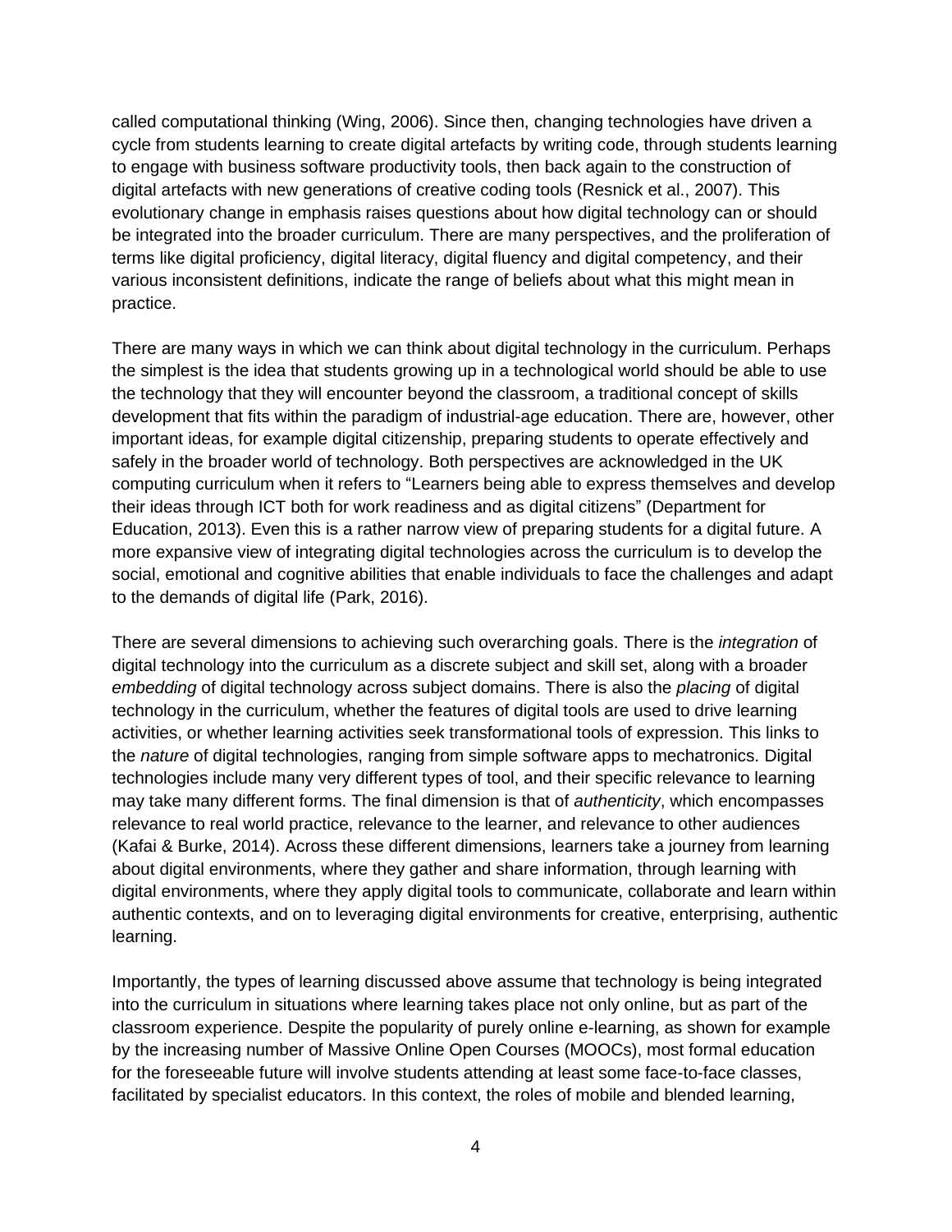called computational thinking (Wing, 2006). Since then, changing technologies have driven a cycle from students learning to create digital artefacts by writing code, through students learning to engage with business software productivity tools, then back again to the construction of digital artefacts with new generations of creative coding tools (Resnick et al., 2007). This evolutionary change in emphasis raises questions about how digital technology can or should be integrated into the broader curriculum. There are many perspectives, and the proliferation of terms like digital proficiency, digital literacy, digital fluency and digital competency, and their various inconsistent definitions, indicate the range of beliefs about what this might mean in practice.

There are many ways in which we can think about digital technology in the curriculum. Perhaps the simplest is the idea that students growing up in a technological world should be able to use the technology that they will encounter beyond the classroom, a traditional concept of skills development that fits within the paradigm of industrial-age education. There are, however, other important ideas, for example digital citizenship, preparing students to operate effectively and safely in the broader world of technology. Both perspectives are acknowledged in the UK computing curriculum when it refers to "Learners being able to express themselves and develop their ideas through ICT both for work readiness and as digital citizens" (Department for Education, 2013). Even this is a rather narrow view of preparing students for a digital future. A more expansive view of integrating digital technologies across the curriculum is to develop the social, emotional and cognitive abilities that enable individuals to face the challenges and adapt to the demands of digital life (Park, 2016).

There are several dimensions to achieving such overarching goals. There is the *integration* of digital technology into the curriculum as a discrete subject and skill set, along with a broader *embedding* of digital technology across subject domains. There is also the *placing* of digital technology in the curriculum, whether the features of digital tools are used to drive learning activities, or whether learning activities seek transformational tools of expression. This links to the *nature* of digital technologies, ranging from simple software apps to mechatronics. Digital technologies include many very different types of tool, and their specific relevance to learning may take many different forms. The final dimension is that of *authenticity*, which encompasses relevance to real world practice, relevance to the learner, and relevance to other audiences (Kafai & Burke, 2014). Across these different dimensions, learners take a journey from learning about digital environments, where they gather and share information, through learning with digital environments, where they apply digital tools to communicate, collaborate and learn within authentic contexts, and on to leveraging digital environments for creative, enterprising, authentic learning.

Importantly, the types of learning discussed above assume that technology is being integrated into the curriculum in situations where learning takes place not only online, but as part of the classroom experience. Despite the popularity of purely online e-learning, as shown for example by the increasing number of Massive Online Open Courses (MOOCs), most formal education for the foreseeable future will involve students attending at least some face-to-face classes, facilitated by specialist educators. In this context, the roles of mobile and blended learning,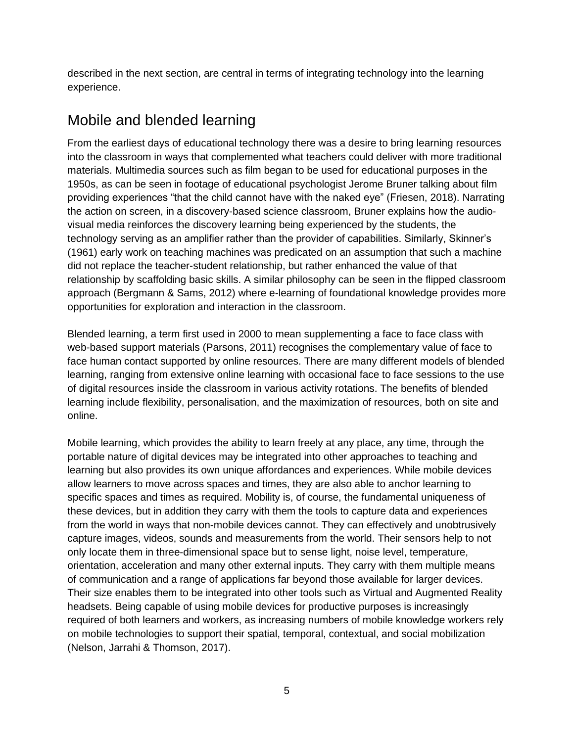described in the next section, are central in terms of integrating technology into the learning experience.

## Mobile and blended learning

From the earliest days of educational technology there was a desire to bring learning resources into the classroom in ways that complemented what teachers could deliver with more traditional materials. Multimedia sources such as film began to be used for educational purposes in the 1950s, as can be seen in footage of educational psychologist Jerome Bruner talking about film providing experiences "that the child cannot have with the naked eye" (Friesen, 2018). Narrating the action on screen, in a discovery-based science classroom, Bruner explains how the audio-visual media reinforces the discovery learning being experienced by the students, the technology serving as an amplifier rather than the provider of capabilities. Similarly, Skinner's (1961) early work on teaching machines was predicated on an assumption that such a machine did not replace the teacher-student relationship, but rather enhanced the value of that relationship by scaffolding basic skills. A similar philosophy can be seen in the flipped classroom approach (Bergmann & Sams, 2012) where e-learning of foundational knowledge provides more opportunities for exploration and interaction in the classroom.

Blended learning, a term first used in 2000 to mean supplementing a face to face class with web-based support materials (Parsons, 2011) recognises the complementary value of face to face human contact supported by online resources. There are many different models of blended learning, ranging from extensive online learning with occasional face to face sessions to the use of digital resources inside the classroom in various activity rotations. The benefits of blended learning include flexibility, personalisation, and the maximization of resources, both on site and online.

Mobile learning, which provides the ability to learn freely at any place, any time, through the portable nature of digital devices may be integrated into other approaches to teaching and learning but also provides its own unique affordances and experiences. While mobile devices allow learners to move across spaces and times, they are also able to anchor learning to specific spaces and times as required. Mobility is, of course, the fundamental uniqueness of these devices, but in addition they carry with them the tools to capture data and experiences from the world in ways that non-mobile devices cannot. They can effectively and unobtrusively capture images, videos, sounds and measurements from the world. Their sensors help to not only locate them in three-dimensional space but to sense light, noise level, temperature, orientation, acceleration and many other external inputs. They carry with them multiple means of communication and a range of applications far beyond those available for larger devices. Their size enables them to be integrated into other tools such as Virtual and Augmented Reality headsets. Being capable of using mobile devices for productive purposes is increasingly required of both learners and workers, as increasing numbers of mobile knowledge workers rely on mobile technologies to support their spatial, temporal, contextual, and social mobilization (Nelson, Jarrahi & Thomson, 2017).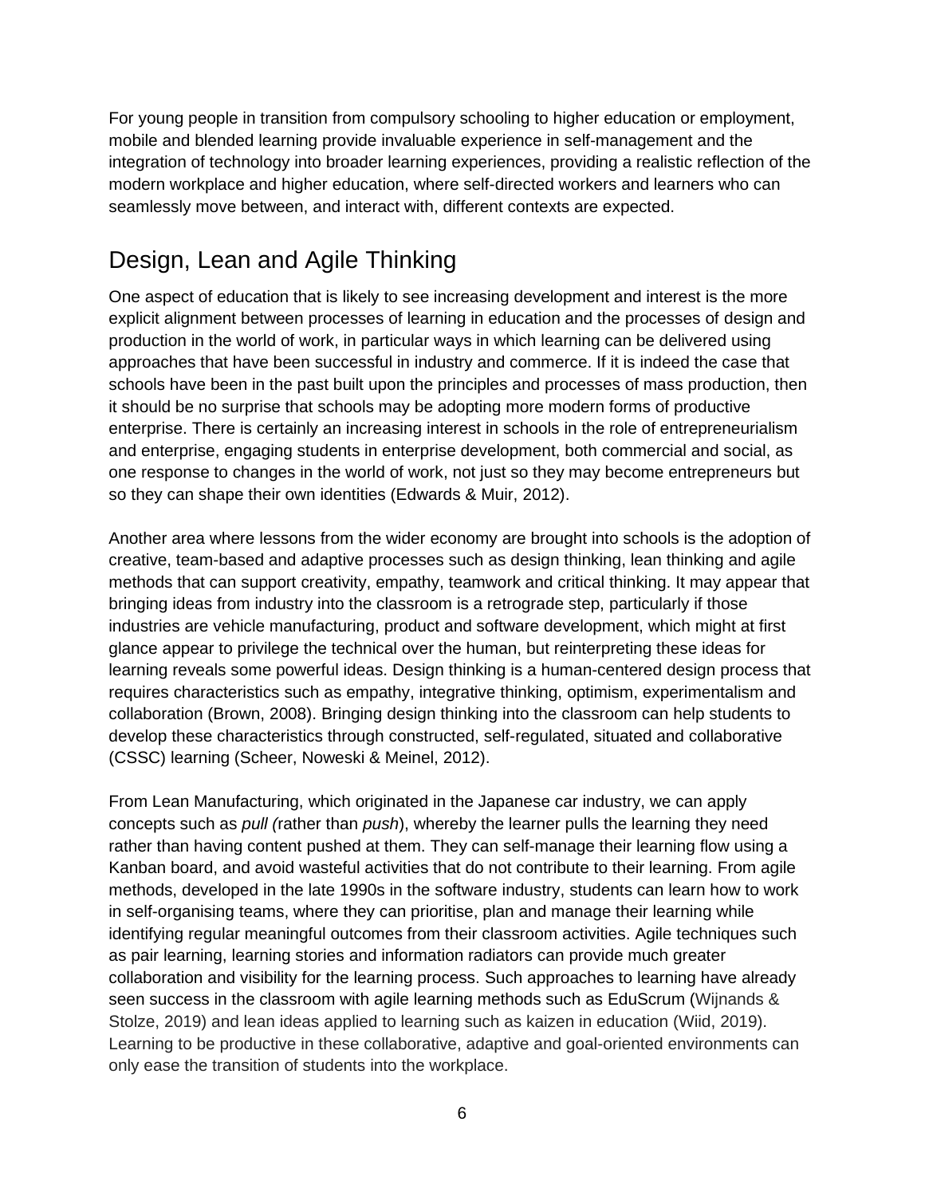For young people in transition from compulsory schooling to higher education or employment, mobile and blended learning provide invaluable experience in self-management and the integration of technology into broader learning experiences, providing a realistic reflection of the modern workplace and higher education, where self-directed workers and learners who can seamlessly move between, and interact with, different contexts are expected.

## Design, Lean and Agile Thinking

One aspect of education that is likely to see increasing development and interest is the more explicit alignment between processes of learning in education and the processes of design and production in the world of work, in particular ways in which learning can be delivered using approaches that have been successful in industry and commerce. If it is indeed the case that schools have been in the past built upon the principles and processes of mass production, then it should be no surprise that schools may be adopting more modern forms of productive enterprise. There is certainly an increasing interest in schools in the role of entrepreneurialism and enterprise, engaging students in enterprise development, both commercial and social, as one response to changes in the world of work, not just so they may become entrepreneurs but so they can shape their own identities (Edwards & Muir, 2012).

Another area where lessons from the wider economy are brought into schools is the adoption of creative, team-based and adaptive processes such as design thinking, lean thinking and agile methods that can support creativity, empathy, teamwork and critical thinking. It may appear that bringing ideas from industry into the classroom is a retrograde step, particularly if those industries are vehicle manufacturing, product and software development, which might at first glance appear to privilege the technical over the human, but reinterpreting these ideas for learning reveals some powerful ideas. Design thinking is a human-centered design process that requires characteristics such as empathy, integrative thinking, optimism, experimentalism and collaboration (Brown, 2008). Bringing design thinking into the classroom can help students to develop these characteristics through constructed, self-regulated, situated and collaborative (CSSC) learning (Scheer, Noweski & Meinel, 2012).

From Lean Manufacturing, which originated in the Japanese car industry, we can apply concepts such as *pull (*rather than *push*), whereby the learner pulls the learning they need rather than having content pushed at them. They can self-manage their learning flow using a Kanban board, and avoid wasteful activities that do not contribute to their learning. From agile methods, developed in the late 1990s in the software industry, students can learn how to work in self-organising teams, where they can prioritise, plan and manage their learning while identifying regular meaningful outcomes from their classroom activities. Agile techniques such as pair learning, learning stories and information radiators can provide much greater collaboration and visibility for the learning process. Such approaches to learning have already seen success in the classroom with agile learning methods such as EduScrum (Wijnands & Stolze, 2019) and lean ideas applied to learning such as kaizen in education (Wiid, 2019). Learning to be productive in these collaborative, adaptive and goal-oriented environments can only ease the transition of students into the workplace.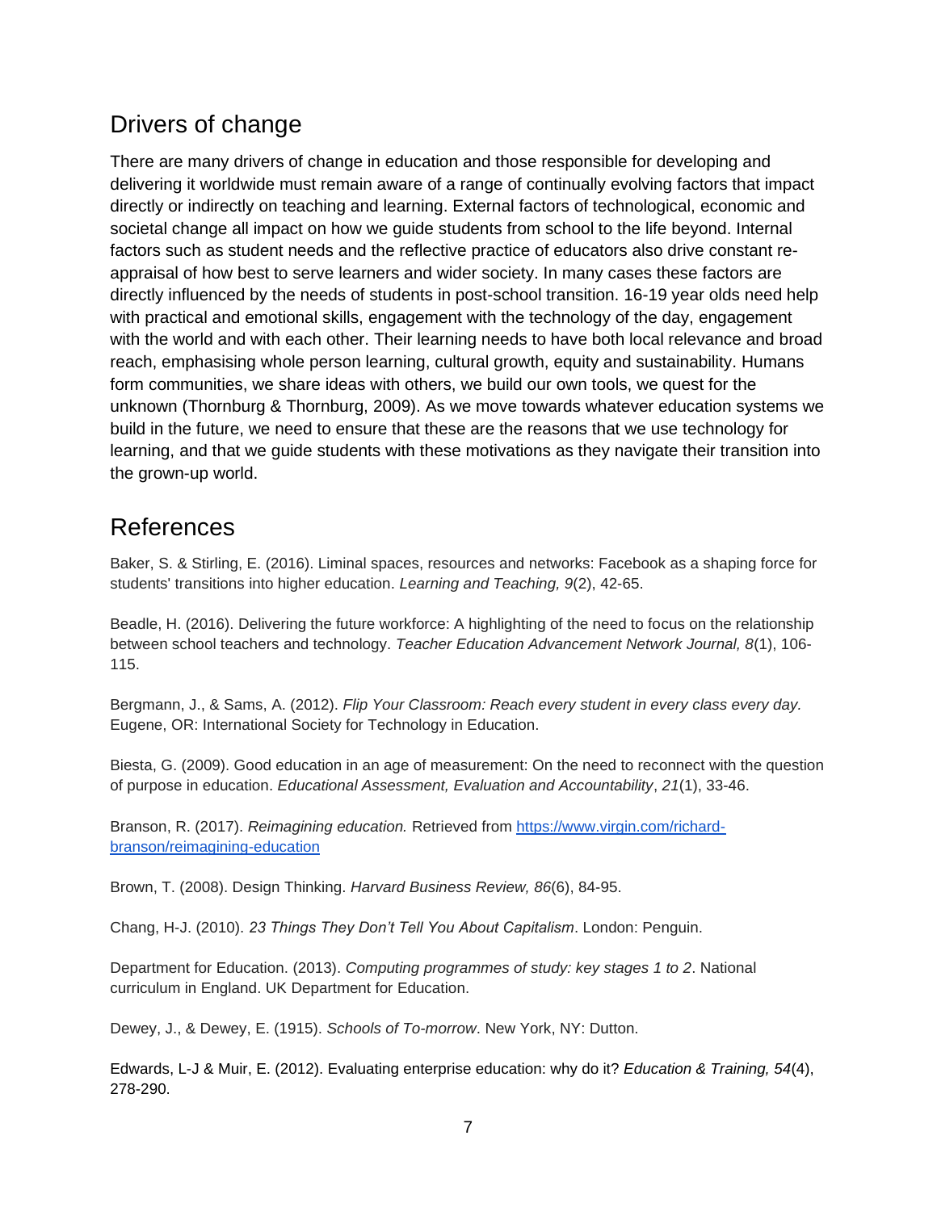## Drivers of change

There are many drivers of change in education and those responsible for developing and delivering it worldwide must remain aware of a range of continually evolving factors that impact directly or indirectly on teaching and learning. External factors of technological, economic and societal change all impact on how we guide students from school to the life beyond. Internal factors such as student needs and the reflective practice of educators also drive constant re-appraisal of how best to serve learners and wider society. In many cases these factors are directly influenced by the needs of students in post-school transition. 16-19 year olds need help with practical and emotional skills, engagement with the technology of the day, engagement with the world and with each other. Their learning needs to have both local relevance and broad reach, emphasising whole person learning, cultural growth, equity and sustainability. Humans form communities, we share ideas with others, we build our own tools, we quest for the unknown (Thornburg & Thornburg, 2009). As we move towards whatever education systems we build in the future, we need to ensure that these are the reasons that we use technology for learning, and that we guide students with these motivations as they navigate their transition into the grown-up world.

## References

Baker, S. & Stirling, E. (2016). Liminal spaces, resources and networks: Facebook as a shaping force for students' transitions into higher education. *Learning and Teaching, 9*(2), 42-65.

Beadle, H. (2016). Delivering the future workforce: A highlighting of the need to focus on the relationship between school teachers and technology. *Teacher Education Advancement Network Journal, 8*(1), 106-115.

Bergmann, J., & Sams, A. (2012). *Flip Your Classroom: Reach every student in every class every day.* Eugene, OR: International Society for Technology in Education.

Biesta, G. (2009). Good education in an age of measurement: On the need to reconnect with the question of purpose in education. *Educational Assessment, Evaluation and Accountability*, *21*(1), 33-46.

Branson, R. (2017). *Reimagining education.* Retrieved from [https://www.virgin.com/richard-branson/reimagining-education](https://www.virgin.com/richard-branson/reimagining-education)

Brown, T. (2008). Design Thinking. *Harvard Business Review, 86*(6), 84-95.

Chang, H-J. (2010). *23 Things They Don't Tell You About Capitalism*. London: Penguin.

Department for Education. (2013). *Computing programmes of study: key stages 1 to 2*. National curriculum in England. UK Department for Education.

Dewey, J., & Dewey, E. (1915). *Schools of To-morrow*. New York, NY: Dutton.

Edwards, L-J & Muir, E. (2012). Evaluating enterprise education: why do it? *Education & Training, 54*(4), 278-290.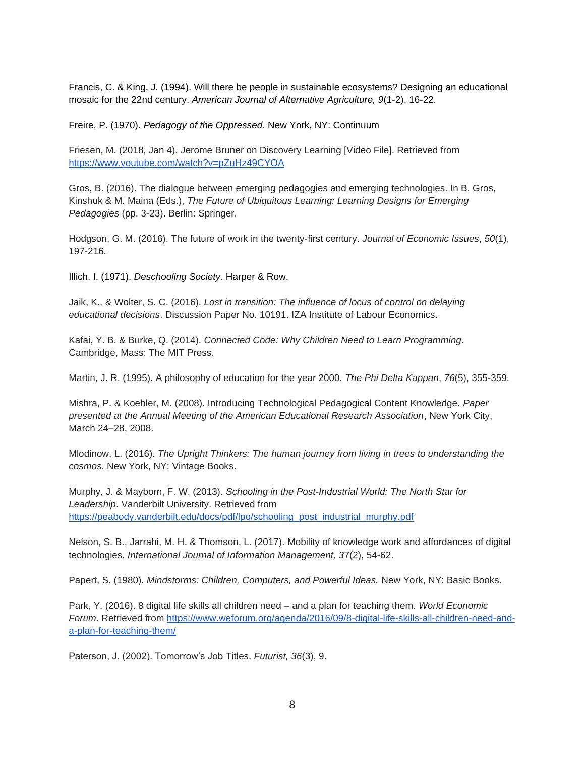Francis, C. & King, J. (1994). Will there be people in sustainable ecosystems? Designing an educational mosaic for the 22nd century. *American Journal of Alternative Agriculture, 9*(1-2), 16-22.

Freire, P. (1970). *Pedagogy of the Oppressed*. New York, NY: Continuum

Friesen, M. (2018, Jan 4). Jerome Bruner on Discovery Learning [Video File]. Retrieved from https://www.youtube.com/watch?v=pZuHz49CYOA

Gros, B. (2016). The dialogue between emerging pedagogies and emerging technologies. In B. Gros, Kinshuk & M. Maina (Eds.), *The Future of Ubiquitous Learning: Learning Designs for Emerging Pedagogies* (pp. 3-23). Berlin: Springer.

Hodgson, G. M. (2016). The future of work in the twenty-first century. *Journal of Economic Issues*, *50*(1), 197-216.

Illich. I. (1971). *Deschooling Society*. Harper & Row.

Jaik, K., & Wolter, S. C. (2016). *Lost in transition: The influence of locus of control on delaying educational decisions*. Discussion Paper No. 10191. IZA Institute of Labour Economics.

Kafai, Y. B. & Burke, Q. (2014). *Connected Code: Why Children Need to Learn Programming*. Cambridge, Mass: The MIT Press.

Martin, J. R. (1995). A philosophy of education for the year 2000. *The Phi Delta Kappan*, *76*(5), 355-359.

Mishra, P. & Koehler, M. (2008). Introducing Technological Pedagogical Content Knowledge. *Paper presented at the Annual Meeting of the American Educational Research Association*, New York City, March 24–28, 2008.

Mlodinow, L. (2016). *The Upright Thinkers: The human journey from living in trees to understanding the cosmos*. New York, NY: Vintage Books.

Murphy, J. & Mayborn, F. W. (2013). *Schooling in the Post-Industrial World: The North Star for Leadership*. Vanderbilt University. Retrieved from https://peabody.vanderbilt.edu/docs/pdf/lpo/schooling_post_industrial_murphy.pdf

Nelson, S. B., Jarrahi, M. H. & Thomson, L. (2017). Mobility of knowledge work and affordances of digital technologies. *International Journal of Information Management, 37*(2), 54-62.

Papert, S. (1980). *Mindstorms: Children, Computers, and Powerful Ideas.* New York, NY: Basic Books.

Park, Y. (2016). 8 digital life skills all children need – and a plan for teaching them. *World Economic Forum*. Retrieved from https://www.weforum.org/agenda/2016/09/8-digital-life-skills-all-children-need-and-a-plan-for-teaching-them/

Paterson, J. (2002). Tomorrow's Job Titles. *Futurist, 36*(3), 9.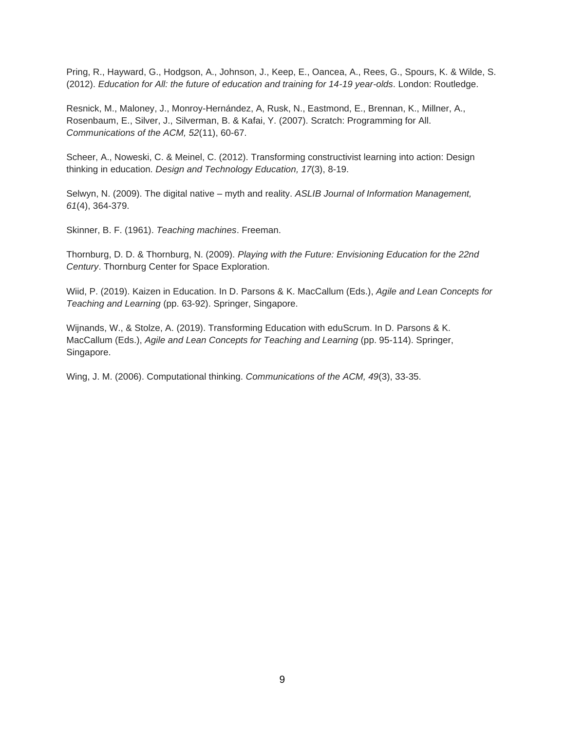Pring, R., Hayward, G., Hodgson, A., Johnson, J., Keep, E., Oancea, A., Rees, G., Spours, K. & Wilde, S. (2012). *Education for All: the future of education and training for 14-19 year-olds*. London: Routledge.

Resnick, M., Maloney, J., Monroy-Hernández, A, Rusk, N., Eastmond, E., Brennan, K., Millner, A., Rosenbaum, E., Silver, J., Silverman, B. & Kafai, Y. (2007). Scratch: Programming for All. *Communications of the ACM, 52*(11), 60-67.

Scheer, A., Noweski, C. & Meinel, C. (2012). Transforming constructivist learning into action: Design thinking in education. *Design and Technology Education, 17*(3), 8-19.

Selwyn, N. (2009). The digital native – myth and reality. *ASLIB Journal of Information Management, 61*(4), 364-379.

Skinner, B. F. (1961). *Teaching machines*. Freeman.

Thornburg, D. D. & Thornburg, N. (2009). *Playing with the Future: Envisioning Education for the 22nd Century*. Thornburg Center for Space Exploration.

Wiid, P. (2019). Kaizen in Education. In D. Parsons & K. MacCallum (Eds.), *Agile and Lean Concepts for Teaching and Learning* (pp. 63-92). Springer, Singapore.

Wijnands, W., & Stolze, A. (2019). Transforming Education with eduScrum. In D. Parsons & K. MacCallum (Eds.), *Agile and Lean Concepts for Teaching and Learning* (pp. 95-114). Springer, Singapore.

Wing, J. M. (2006). Computational thinking. *Communications of the ACM, 49*(3), 33-35.